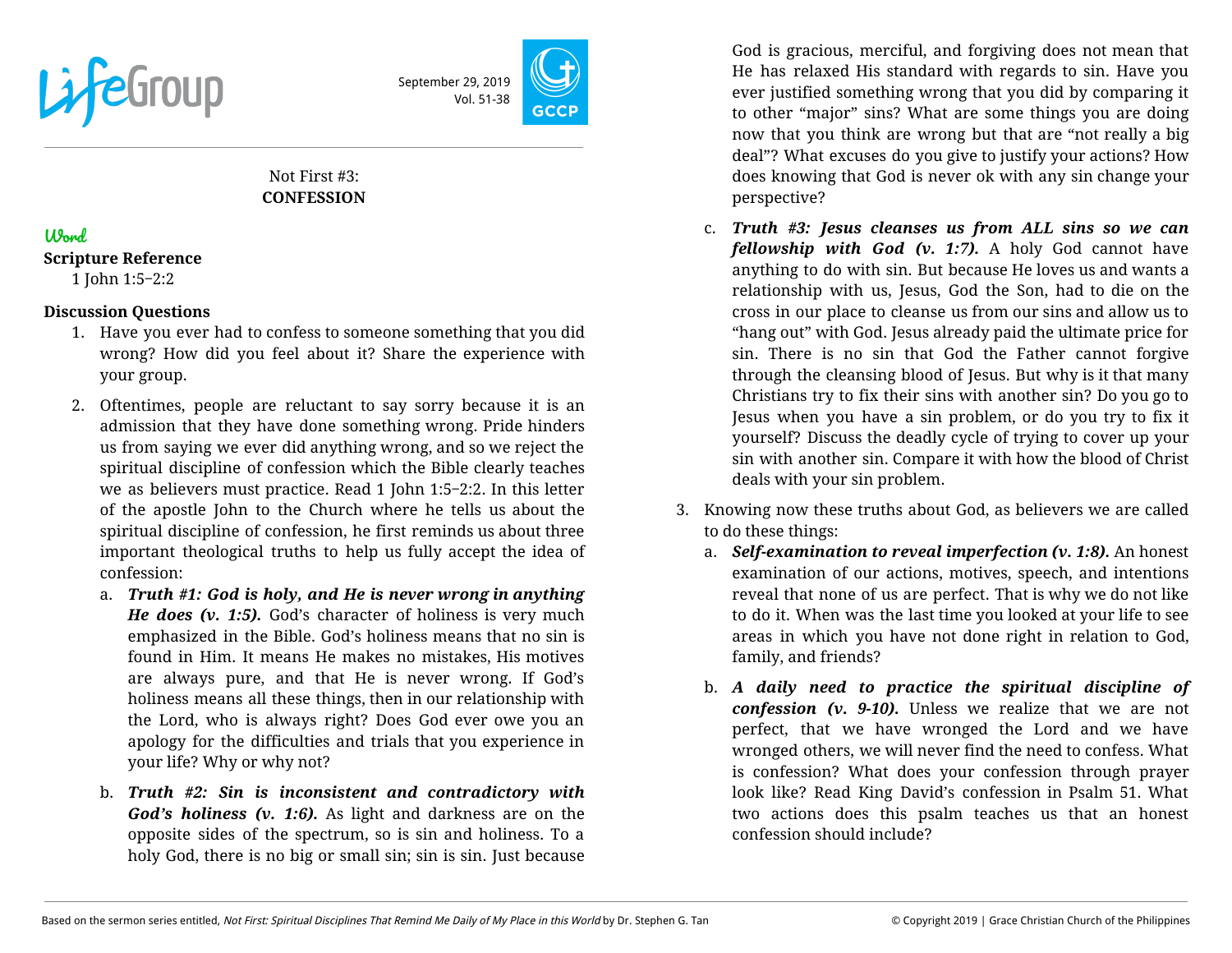LifeGroup

September 29, 2019
Vol. 51-38

Not First #3:
**CONFESSION**

## Word

**Scripture Reference**
1 John 1:5–2:2

**Discussion Questions**

1. Have you ever had to confess to someone something that you did wrong? How did you feel about it? Share the experience with your group.

2. Oftentimes, people are reluctant to say sorry because it is an admission that they have done something wrong. Pride hinders us from saying we ever did anything wrong, and so we reject the spiritual discipline of confession which the Bible clearly teaches we as believers must practice. Read 1 John 1:5–2:2. In this letter of the apostle John to the Church where he tells us about the spiritual discipline of confession, he first reminds us about three important theological truths to help us fully accept the idea of confession:

   a. ***Truth #1: God is holy, and He is never wrong in anything He does (v. 1:5).*** God's character of holiness is very much emphasized in the Bible. God's holiness means that no sin is found in Him. It means He makes no mistakes, His motives are always pure, and that He is never wrong. If God's holiness means all these things, then in our relationship with the Lord, who is always right? Does God ever owe you an apology for the difficulties and trials that you experience in your life? Why or why not?

   b. ***Truth #2: Sin is inconsistent and contradictory with God's holiness (v. 1:6).*** As light and darkness are on the opposite sides of the spectrum, so is sin and holiness. To a holy God, there is no big or small sin; sin is sin. Just because God is gracious, merciful, and forgiving does not mean that He has relaxed His standard with regards to sin. Have you ever justified something wrong that you did by comparing it to other "major" sins? What are some things you are doing now that you think are wrong but that are "not really a big deal"? What excuses do you give to justify your actions? How does knowing that God is never ok with any sin change your perspective?

   c. ***Truth #3: Jesus cleanses us from ALL sins so we can fellowship with God (v. 1:7).*** A holy God cannot have anything to do with sin. But because He loves us and wants a relationship with us, Jesus, God the Son, had to die on the cross in our place to cleanse us from our sins and allow us to "hang out" with God. Jesus already paid the ultimate price for sin. There is no sin that God the Father cannot forgive through the cleansing blood of Jesus. But why is it that many Christians try to fix their sins with another sin? Do you go to Jesus when you have a sin problem, or do you try to fix it yourself? Discuss the deadly cycle of trying to cover up your sin with another sin. Compare it with how the blood of Christ deals with your sin problem.

3. Knowing now these truths about God, as believers we are called to do these things:

   a. ***Self-examination to reveal imperfection (v. 1:8).*** An honest examination of our actions, motives, speech, and intentions reveal that none of us are perfect. That is why we do not like to do it. When was the last time you looked at your life to see areas in which you have not done right in relation to God, family, and friends?

   b. ***A daily need to practice the spiritual discipline of confession (v. 9-10).*** Unless we realize that we are not perfect, that we have wronged the Lord and we have wronged others, we will never find the need to confess. What is confession? What does your confession through prayer look like? Read King David's confession in Psalm 51. What two actions does this psalm teaches us that an honest confession should include?

Based on the sermon series entitled, *Not First: Spiritual Disciplines That Remind Me Daily of My Place in this World* by Dr. Stephen G. Tan

© Copyright 2019 | Grace Christian Church of the Philippines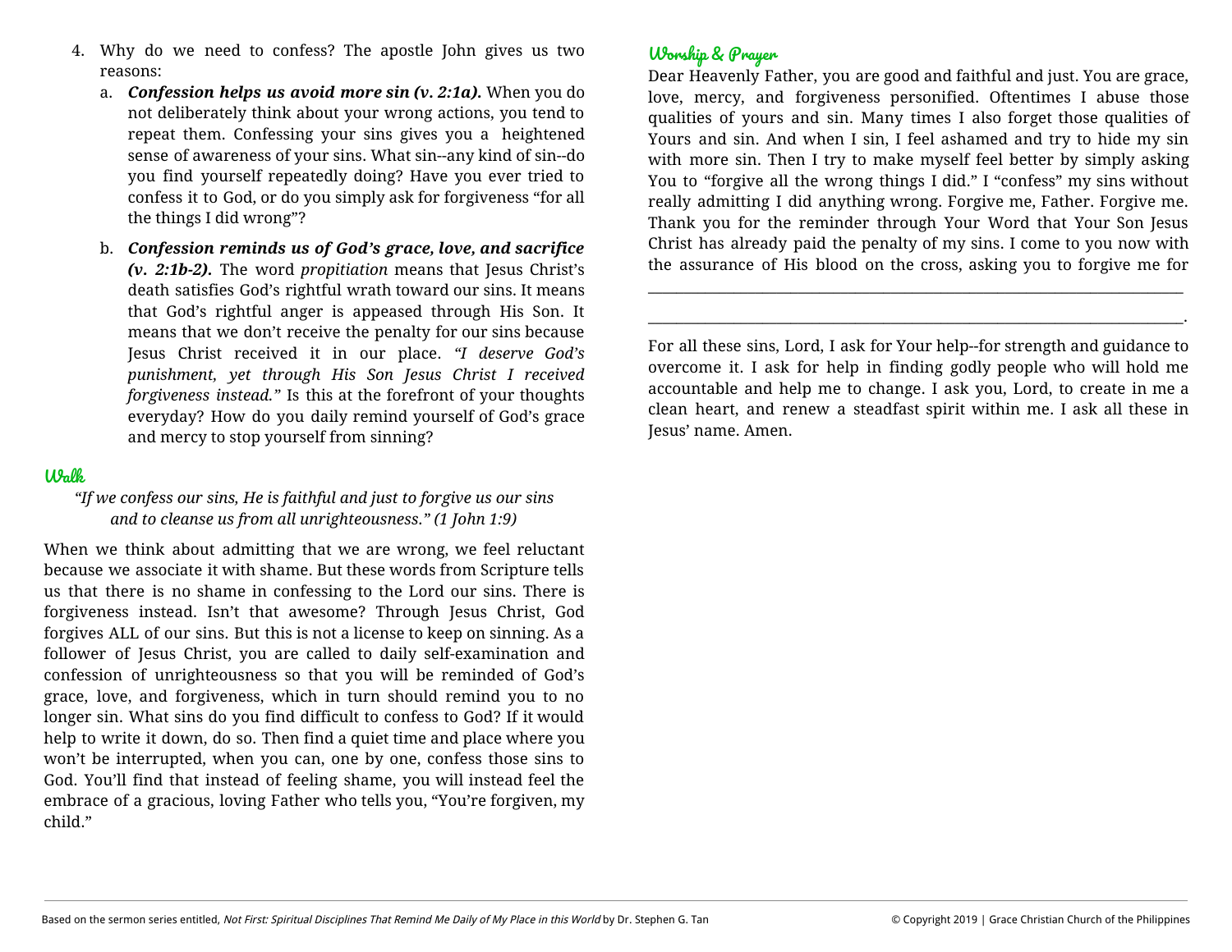4. Why do we need to confess? The apostle John gives us two reasons:
   a. ***Confession helps us avoid more sin (v. 2:1a).*** When you do not deliberately think about your wrong actions, you tend to repeat them. Confessing your sins gives you a heightened sense of awareness of your sins. What sin--any kind of sin--do you find yourself repeatedly doing? Have you ever tried to confess it to God, or do you simply ask for forgiveness "for all the things I did wrong"?
   b. ***Confession reminds us of God's grace, love, and sacrifice (v. 2:1b-2).*** The word *propitiation* means that Jesus Christ's death satisfies God's rightful wrath toward our sins. It means that God's rightful anger is appeased through His Son. It means that we don't receive the penalty for our sins because Jesus Christ received it in our place. *"I deserve God's punishment, yet through His Son Jesus Christ I received forgiveness instead."* Is this at the forefront of your thoughts everyday? How do you daily remind yourself of God's grace and mercy to stop yourself from sinning?

## Walk

*"If we confess our sins, He is faithful and just to forgive us our sins and to cleanse us from all unrighteousness." (1 John 1:9)*

When we think about admitting that we are wrong, we feel reluctant because we associate it with shame. But these words from Scripture tells us that there is no shame in confessing to the Lord our sins. There is forgiveness instead. Isn't that awesome? Through Jesus Christ, God forgives ALL of our sins. But this is not a license to keep on sinning. As a follower of Jesus Christ, you are called to daily self-examination and confession of unrighteousness so that you will be reminded of God's grace, love, and forgiveness, which in turn should remind you to no longer sin. What sins do you find difficult to confess to God? If it would help to write it down, do so. Then find a quiet time and place where you won't be interrupted, when you can, one by one, confess those sins to God. You'll find that instead of feeling shame, you will instead feel the embrace of a gracious, loving Father who tells you, "You're forgiven, my child."

## Worship & Prayer

Dear Heavenly Father, you are good and faithful and just. You are grace, love, mercy, and forgiveness personified. Oftentimes I abuse those qualities of yours and sin. Many times I also forget those qualities of Yours and sin. And when I sin, I feel ashamed and try to hide my sin with more sin. Then I try to make myself feel better by simply asking You to "forgive all the wrong things I did." I "confess" my sins without really admitting I did anything wrong. Forgive me, Father. Forgive me. Thank you for the reminder through Your Word that Your Son Jesus Christ has already paid the penalty of my sins. I come to you now with the assurance of His blood on the cross, asking you to forgive me for

______________________________________________________________________

______________________________________________________________________.

For all these sins, Lord, I ask for Your help--for strength and guidance to overcome it. I ask for help in finding godly people who will hold me accountable and help me to change. I ask you, Lord, to create in me a clean heart, and renew a steadfast spirit within me. I ask all these in Jesus' name. Amen.

Based on the sermon series entitled, *Not First: Spiritual Disciplines That Remind Me Daily of My Place in this World* by Dr. Stephen G. Tan

© Copyright 2019 | Grace Christian Church of the Philippines